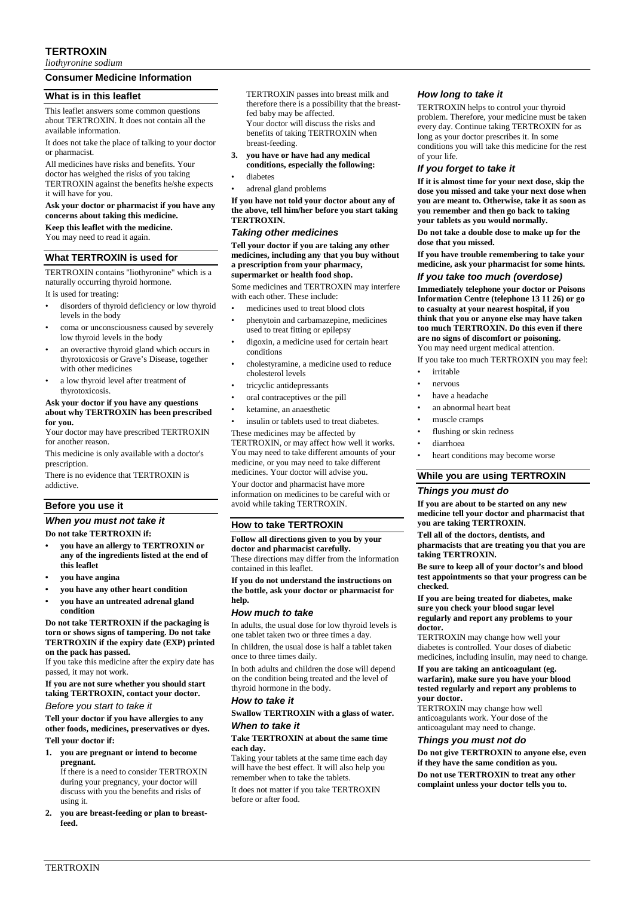# TERTROXIN

*liothyronine sodium*

## Consumer Medicine Information

### What is in this leaflet

This leaflet answers some common questions about TERTROXIN. It does not contain all the available information.

It does not take the place of talking to your doctor or pharmacist.

All medicines have risks and benefits. Your doctor has weighed the risks of you taking TERTROXIN against the benefits he/she expects it will have for you.

**Ask your doctor or pharmacist if you have any concerns about taking this medicine.**

**Keep this leaflet with the medicine.**

You may need to read it again.

### What TERTROXIN is used for

TERTROXIN contains "liothyronine" which is a naturally occurring thyroid hormone.

It is used for treating:

- disorders of thyroid deficiency or low thyroid levels in the body
- coma or unconsciousness caused by severely low thyroid levels in the body
- an overactive thyroid gland which occurs in thyrotoxicosis or Grave's Disease, together with other medicines
- a low thyroid level after treatment of thyrotoxicosis.

**Ask your doctor if you have any questions about why TERTROXIN has been prescribed for you.**

Your doctor may have prescribed TERTROXIN for another reason.

This medicine is only available with a doctor's prescription.

There is no evidence that TERTROXIN is addictive.

### Before you use it

#### *When you must not take it*

**Do not take TERTROXIN if:**

- **you have an allergy to TERTROXIN or any of the ingredients listed at the end of this leaflet**
- **you have angina**
- **you have any other heart condition**
- **you have an untreated adrenal gland condition**

**Do not take TERTROXIN if the packaging is torn or shows signs of tampering. Do not take TERTROXIN if the expiry date (EXP) printed on the pack has passed.**

If you take this medicine after the expiry date has passed, it may not work.

**If you are not sure whether you should start taking TERTROXIN, contact your doctor.**

*Before you start to take it*

**Tell your doctor if you have allergies to any other foods, medicines, preservatives or dyes.**

**Tell your doctor if:**

1. **you are pregnant or intend to become pregnant.**
   If there is a need to consider TERTROXIN during your pregnancy, your doctor will discuss with you the benefits and risks of using it.
2. **you are breast-feeding or plan to breast-feed.**
   TERTROXIN passes into breast milk and therefore there is a possibility that the breast-fed baby may be affected.
   Your doctor will discuss the risks and benefits of taking TERTROXIN when breast-feeding.
3. **you have or have had any medical conditions, especially the following:**
   - diabetes
   - adrenal gland problems

**If you have not told your doctor about any of the above, tell him/her before you start taking TERTROXIN.**

#### *Taking other medicines*

**Tell your doctor if you are taking any other medicines, including any that you buy without a prescription from your pharmacy, supermarket or health food shop.**

Some medicines and TERTROXIN may interfere with each other. These include:

- medicines used to treat blood clots
- phenytoin and carbamazepine, medicines used to treat fitting or epilepsy
- digoxin, a medicine used for certain heart conditions
- cholestyramine, a medicine used to reduce cholesterol levels
- tricyclic antidepressants
- oral contraceptives or the pill
- ketamine, an anaesthetic
- insulin or tablets used to treat diabetes.

These medicines may be affected by TERTROXIN, or may affect how well it works. You may need to take different amounts of your medicine, or you may need to take different medicines. Your doctor will advise you.

Your doctor and pharmacist have more information on medicines to be careful with or avoid while taking TERTROXIN.

### How to take TERTROXIN

**Follow all directions given to you by your doctor and pharmacist carefully.**

These directions may differ from the information contained in this leaflet.

**If you do not understand the instructions on the bottle, ask your doctor or pharmacist for help.**

#### *How much to take*

In adults, the usual dose for low thyroid levels is one tablet taken two or three times a day.

In children, the usual dose is half a tablet taken once to three times daily.

In both adults and children the dose will depend on the condition being treated and the level of thyroid hormone in the body.

#### *How to take it*

**Swallow TERTROXIN with a glass of water.**

#### *When to take it*

**Take TERTROXIN at about the same time each day.**

Taking your tablets at the same time each day will have the best effect. It will also help you remember when to take the tablets.

It does not matter if you take TERTROXIN before or after food.

#### *How long to take it*

TERTROXIN helps to control your thyroid problem. Therefore, your medicine must be taken every day. Continue taking TERTROXIN for as long as your doctor prescribes it. In some conditions you will take this medicine for the rest of your life.

#### *If you forget to take it*

**If it is almost time for your next dose, skip the dose you missed and take your next dose when you are meant to. Otherwise, take it as soon as you remember and then go back to taking your tablets as you would normally.**

**Do not take a double dose to make up for the dose that you missed.**

**If you have trouble remembering to take your medicine, ask your pharmacist for some hints.**

#### *If you take too much (overdose)*

**Immediately telephone your doctor or Poisons Information Centre (telephone 13 11 26) or go to casualty at your nearest hospital, if you think that you or anyone else may have taken too much TERTROXIN. Do this even if there are no signs of discomfort or poisoning.**

You may need urgent medical attention.

If you take too much TERTROXIN you may feel:

- irritable
- nervous
- have a headache
- an abnormal heart beat
- muscle cramps
- flushing or skin redness
- diarrhoea
- heart conditions may become worse

### While you are using TERTROXIN

#### *Things you must do*

**If you are about to be started on any new medicine tell your doctor and pharmacist that you are taking TERTROXIN.**

**Tell all of the doctors, dentists, and pharmacists that are treating you that you are taking TERTROXIN.**

**Be sure to keep all of your doctor's and blood test appointments so that your progress can be checked.**

**If you are being treated for diabetes, make sure you check your blood sugar level regularly and report any problems to your doctor.**

TERTROXIN may change how well your diabetes is controlled. Your doses of diabetic medicines, including insulin, may need to change.

**If you are taking an anticoagulant (eg. warfarin), make sure you have your blood tested regularly and report any problems to your doctor.**

TERTROXIN may change how well anticoagulants work. Your dose of the anticoagulant may need to change.

#### *Things you must not do*

**Do not give TERTROXIN to anyone else, even if they have the same condition as you.**

**Do not use TERTROXIN to treat any other complaint unless your doctor tells you to.**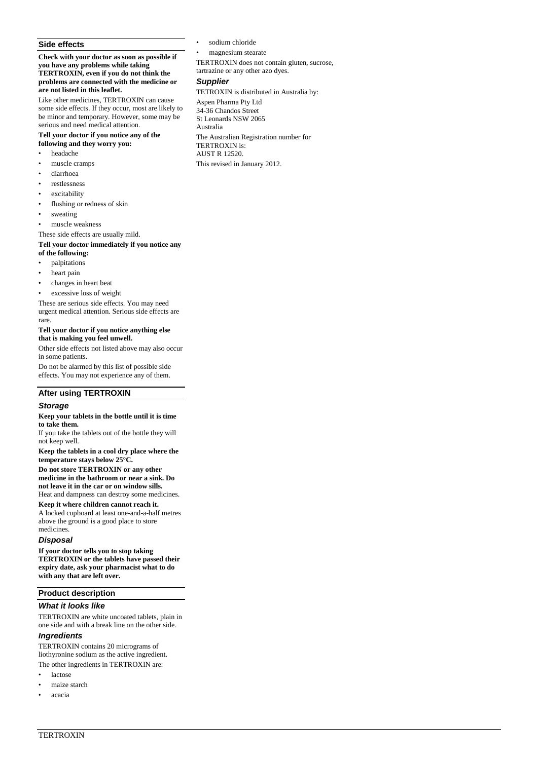## Side effects

**Check with your doctor as soon as possible if you have any problems while taking TERTROXIN, even if you do not think the problems are connected with the medicine or are not listed in this leaflet.**

Like other medicines, TERTROXIN can cause some side effects. If they occur, most are likely to be minor and temporary. However, some may be serious and need medical attention.

**Tell your doctor if you notice any of the following and they worry you:**

- headache
- muscle cramps
- diarrhoea
- restlessness
- excitability
- flushing or redness of skin
- sweating
- muscle weakness

These side effects are usually mild.

**Tell your doctor immediately if you notice any of the following:**

- palpitations
- heart pain
- changes in heart beat
- excessive loss of weight

These are serious side effects. You may need urgent medical attention. Serious side effects are rare.

**Tell your doctor if you notice anything else that is making you feel unwell.**

Other side effects not listed above may also occur in some patients.

Do not be alarmed by this list of possible side effects. You may not experience any of them.

## After using TERTROXIN

### *Storage*

**Keep your tablets in the bottle until it is time to take them.**

If you take the tablets out of the bottle they will not keep well.

**Keep the tablets in a cool dry place where the temperature stays below 25°C.**

**Do not store TERTROXIN or any other medicine in the bathroom or near a sink. Do not leave it in the car or on window sills.**

Heat and dampness can destroy some medicines.

**Keep it where children cannot reach it.**

A locked cupboard at least one-and-a-half metres above the ground is a good place to store medicines.

### *Disposal*

**If your doctor tells you to stop taking TERTROXIN or the tablets have passed their expiry date, ask your pharmacist what to do with any that are left over.**

## Product description

### *What it looks like*

TERTROXIN are white uncoated tablets, plain in one side and with a break line on the other side.

### *Ingredients*

TERTROXIN contains 20 micrograms of liothyronine sodium as the active ingredient.

The other ingredients in TERTROXIN are:

- lactose
- maize starch
- acacia
- sodium chloride
- magnesium stearate

TERTROXIN does not contain gluten, sucrose, tartrazine or any other azo dyes.

### *Supplier*

TETROXIN is distributed in Australia by:

Aspen Pharma Pty Ltd
34-36 Chandos Street
St Leonards NSW 2065
Australia

The Australian Registration number for TERTROXIN is:
AUST R 12520.

This revised in January 2012.